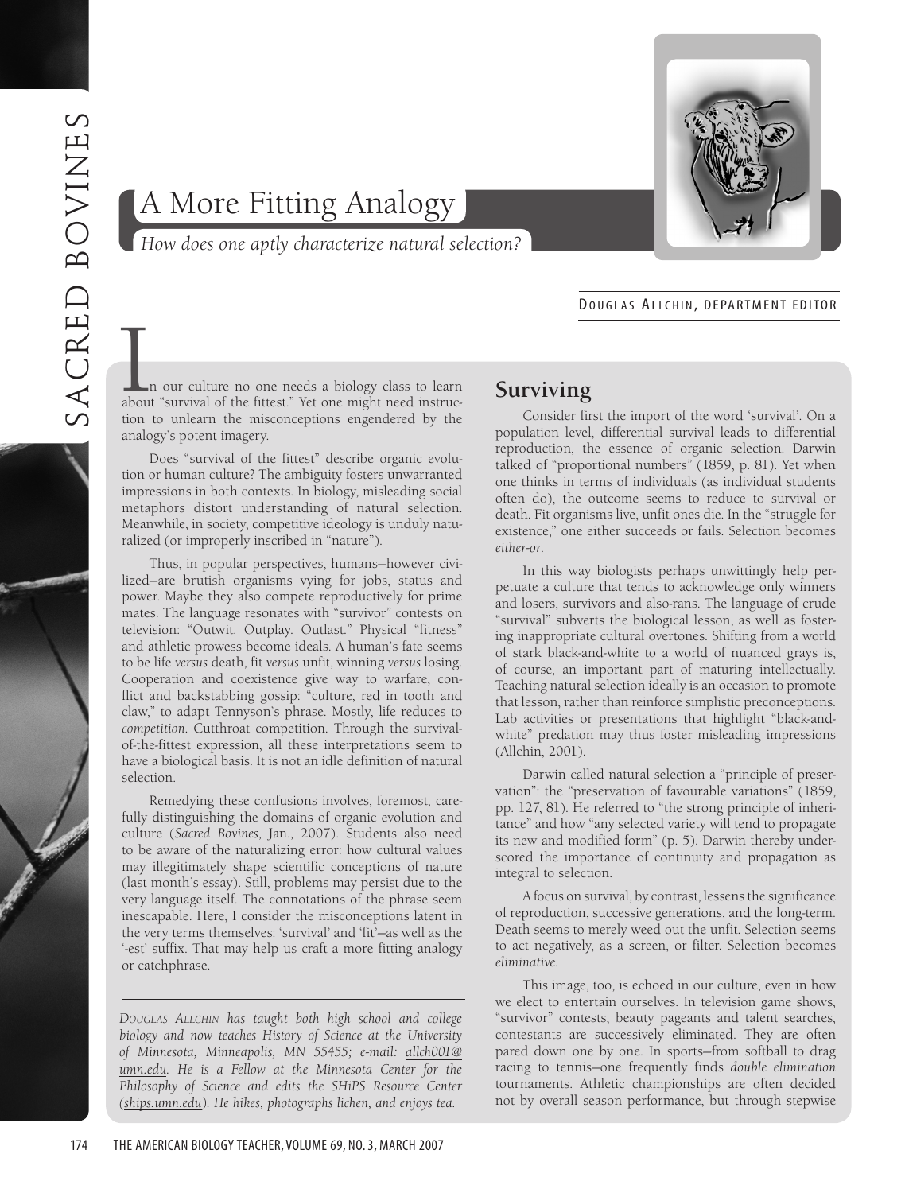# A More Fitting Analogy

*How does one aptly characterize natural selection?*

Douglas Allchin, Department Editor

In our culture no one needs a biology class to learn about "survival of the fittest." Yet one might need instruction to unlearn the misconceptions engendered by the analogy's potent imagery.

Does "survival of the fittest" describe organic evolution or human culture? The ambiguity fosters unwarranted impressions in both contexts. In biology, misleading social metaphors distort understanding of natural selection. Meanwhile, in society, competitive ideology is unduly naturalized (or improperly inscribed in "nature").

Thus, in popular perspectives, humans—however civilized—are brutish organisms vying for jobs, status and power. Maybe they also compete reproductively for prime mates. The language resonates with "survivor" contests on television: "Outwit. Outplay. Outlast." Physical "fitness" and athletic prowess become ideals. A human's fate seems to be life *versus* death, fit *versus* unfit, winning *versus* losing. Cooperation and coexistence give way to warfare, conflict and backstabbing gossip: "culture, red in tooth and claw," to adapt Tennyson's phrase. Mostly, life reduces to *competition*. Cutthroat competition. Through the survival-of-the-fittest expression, all these interpretations seem to have a biological basis. It is not an idle definition of natural selection.

Remedying these confusions involves, foremost, carefully distinguishing the domains of organic evolution and culture (*Sacred Bovines*, Jan., 2007). Students also need to be aware of the naturalizing error: how cultural values may illegitimately shape scientific conceptions of nature (last month's essay). Still, problems may persist due to the very language itself. The connotations of the phrase seem inescapable. Here, I consider the misconceptions latent in the very terms themselves: 'survival' and 'fit'—as well as the '-est' suffix. That may help us craft a more fitting analogy or catchphrase.

*Douglas Allchin has taught both high school and college biology and now teaches History of Science at the University of Minnesota, Minneapolis, MN 55455; e-mail: allch001@umn.edu. He is a Fellow at the Minnesota Center for the Philosophy of Science and edits the SHiPS Resource Center (ships.umn.edu). He hikes, photographs lichen, and enjoys tea.*

## Surviving

Consider first the import of the word 'survival'. On a population level, differential survival leads to differential reproduction, the essence of organic selection. Darwin talked of "proportional numbers" (1859, p. 81). Yet when one thinks in terms of individuals (as individual students often do), the outcome seems to reduce to survival or death. Fit organisms live, unfit ones die. In the "struggle for existence," one either succeeds or fails. Selection becomes *either-or*.

In this way biologists perhaps unwittingly help perpetuate a culture that tends to acknowledge only winners and losers, survivors and also-rans. The language of crude "survival" subverts the biological lesson, as well as fostering inappropriate cultural overtones. Shifting from a world of stark black-and-white to a world of nuanced grays is, of course, an important part of maturing intellectually. Teaching natural selection ideally is an occasion to promote that lesson, rather than reinforce simplistic preconceptions. Lab activities or presentations that highlight "black-and-white" predation may thus foster misleading impressions (Allchin, 2001).

Darwin called natural selection a "principle of preservation": the "preservation of favourable variations" (1859, pp. 127, 81). He referred to "the strong principle of inheritance" and how "any selected variety will tend to propagate its new and modified form" (p. 5). Darwin thereby underscored the importance of continuity and propagation as integral to selection.

A focus on survival, by contrast, lessens the significance of reproduction, successive generations, and the long-term. Death seems to merely weed out the unfit. Selection seems to act negatively, as a screen, or filter. Selection becomes *eliminative*.

This image, too, is echoed in our culture, even in how we elect to entertain ourselves. In television game shows, "survivor" contests, beauty pageants and talent searches, contestants are successively eliminated. They are often pared down one by one. In sports—from softball to drag racing to tennis—one frequently finds *double elimination* tournaments. Athletic championships are often decided not by overall season performance, but through stepwise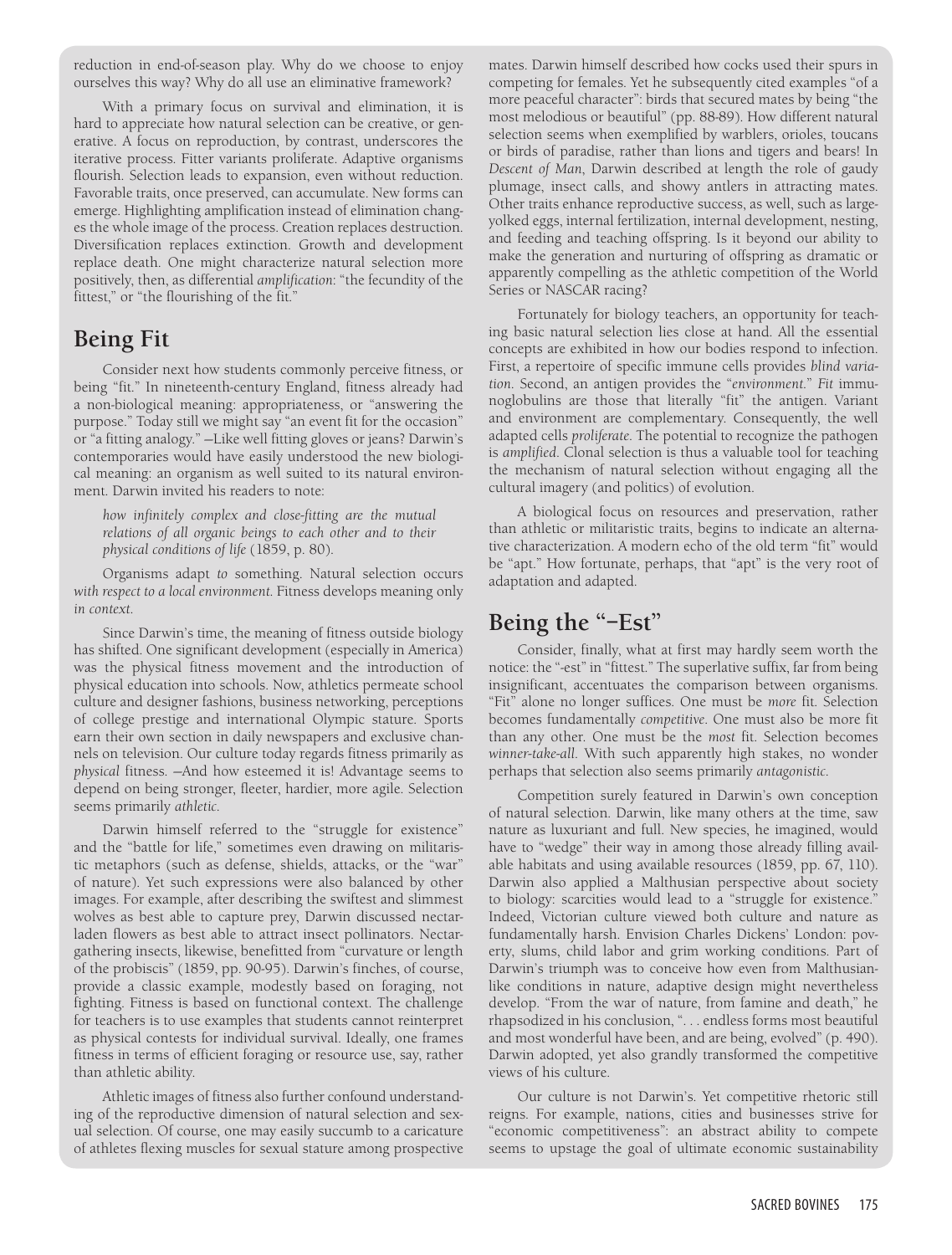reduction in end-of-season play. Why do we choose to enjoy ourselves this way? Why do all use an eliminative framework?

With a primary focus on survival and elimination, it is hard to appreciate how natural selection can be creative, or generative. A focus on reproduction, by contrast, underscores the iterative process. Fitter variants proliferate. Adaptive organisms flourish. Selection leads to expansion, even without reduction. Favorable traits, once preserved, can accumulate. New forms can emerge. Highlighting amplification instead of elimination changes the whole image of the process. Creation replaces destruction. Diversification replaces extinction. Growth and development replace death. One might characterize natural selection more positively, then, as differential *amplification*: "the fecundity of the fittest," or "the flourishing of the fit."

## Being Fit

Consider next how students commonly perceive fitness, or being "fit." In nineteenth-century England, fitness already had a non-biological meaning: appropriateness, or "answering the purpose." Today still we might say "an event fit for the occasion" or "a fitting analogy." –Like well fitting gloves or jeans? Darwin's contemporaries would have easily understood the new biological meaning: an organism as well suited to its natural environment. Darwin invited his readers to note:

> *how infinitely complex and close-fitting are the mutual relations of all organic beings to each other and to their physical conditions of life* (1859, p. 80).

Organisms adapt *to* something. Natural selection occurs *with respect to a local environment*. Fitness develops meaning only *in context*.

Since Darwin's time, the meaning of fitness outside biology has shifted. One significant development (especially in America) was the physical fitness movement and the introduction of physical education into schools. Now, athletics permeate school culture and designer fashions, business networking, perceptions of college prestige and international Olympic stature. Sports earn their own section in daily newspapers and exclusive channels on television. Our culture today regards fitness primarily as *physical* fitness. –And how esteemed it is! Advantage seems to depend on being stronger, fleeter, hardier, more agile. Selection seems primarily *athletic*.

Darwin himself referred to the "struggle for existence" and the "battle for life," sometimes even drawing on militaristic metaphors (such as defense, shields, attacks, or the "war" of nature). Yet such expressions were also balanced by other images. For example, after describing the swiftest and slimmest wolves as best able to capture prey, Darwin discussed nectar-laden flowers as best able to attract insect pollinators. Nectar-gathering insects, likewise, benefitted from "curvature or length of the probiscis" (1859, pp. 90-95). Darwin's finches, of course, provide a classic example, modestly based on foraging, not fighting. Fitness is based on functional context. The challenge for teachers is to use examples that students cannot reinterpret as physical contests for individual survival. Ideally, one frames fitness in terms of efficient foraging or resource use, say, rather than athletic ability.

Athletic images of fitness also further confound understanding of the reproductive dimension of natural selection and sexual selection. Of course, one may easily succumb to a caricature of athletes flexing muscles for sexual stature among prospective mates. Darwin himself described how cocks used their spurs in competing for females. Yet he subsequently cited examples "of a more peaceful character": birds that secured mates by being "the most melodious or beautiful" (pp. 88-89). How different natural selection seems when exemplified by warblers, orioles, toucans or birds of paradise, rather than lions and tigers and bears! In *Descent of Man*, Darwin described at length the role of gaudy plumage, insect calls, and showy antlers in attracting mates. Other traits enhance reproductive success, as well, such as large-yolked eggs, internal fertilization, internal development, nesting, and feeding and teaching offspring. Is it beyond our ability to make the generation and nurturing of offspring as dramatic or apparently compelling as the athletic competition of the World Series or NASCAR racing?

Fortunately for biology teachers, an opportunity for teaching basic natural selection lies close at hand. All the essential concepts are exhibited in how our bodies respond to infection. First, a repertoire of specific immune cells provides *blind variation*. Second, an antigen provides the "*environment*." *Fit* immunoglobulins are those that literally "fit" the antigen. Variant and environment are complementary. Consequently, the well adapted cells *proliferate*. The potential to recognize the pathogen is *amplified*. Clonal selection is thus a valuable tool for teaching the mechanism of natural selection without engaging all the cultural imagery (and politics) of evolution.

A biological focus on resources and preservation, rather than athletic or militaristic traits, begins to indicate an alternative characterization. A modern echo of the old term "fit" would be "apt." How fortunate, perhaps, that "apt" is the very root of adaptation and adapted.

## Being the "–Est"

Consider, finally, what at first may hardly seem worth the notice: the "-est" in "fittest." The superlative suffix, far from being insignificant, accentuates the comparison between organisms. "Fit" alone no longer suffices. One must be *more* fit. Selection becomes fundamentally *competitive*. One must also be more fit than any other. One must be the *most* fit. Selection becomes *winner-take-all*. With such apparently high stakes, no wonder perhaps that selection also seems primarily *antagonistic*.

Competition surely featured in Darwin's own conception of natural selection. Darwin, like many others at the time, saw nature as luxuriant and full. New species, he imagined, would have to "wedge" their way in among those already filling available habitats and using available resources (1859, pp. 67, 110). Darwin also applied a Malthusian perspective about society to biology: scarcities would lead to a "struggle for existence." Indeed, Victorian culture viewed both culture and nature as fundamentally harsh. Envision Charles Dickens' London: poverty, slums, child labor and grim working conditions. Part of Darwin's triumph was to conceive how even from Malthusian-like conditions in nature, adaptive design might nevertheless develop. "From the war of nature, from famine and death," he rhapsodized in his conclusion, ". . . endless forms most beautiful and most wonderful have been, and are being, evolved" (p. 490). Darwin adopted, yet also grandly transformed the competitive views of his culture.

Our culture is not Darwin's. Yet competitive rhetoric still reigns. For example, nations, cities and businesses strive for "economic competitiveness": an abstract ability to compete seems to upstage the goal of ultimate economic sustainability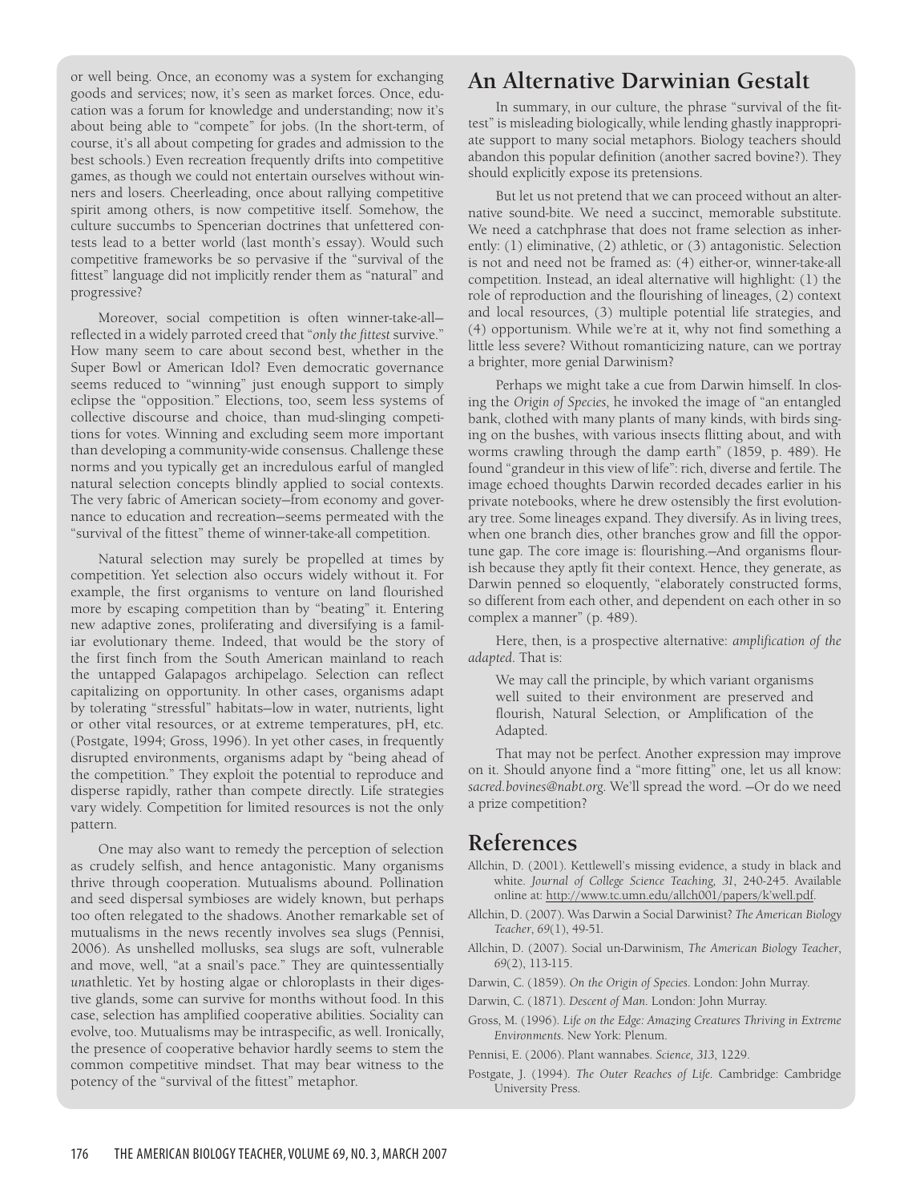or well being. Once, an economy was a system for exchanging goods and services; now, it's seen as market forces. Once, education was a forum for knowledge and understanding; now it's about being able to "compete" for jobs. (In the short-term, of course, it's all about competing for grades and admission to the best schools.) Even recreation frequently drifts into competitive games, as though we could not entertain ourselves without winners and losers. Cheerleading, once about rallying competitive spirit among others, is now competitive itself. Somehow, the culture succumbs to Spencerian doctrines that unfettered contests lead to a better world (last month's essay). Would such competitive frameworks be so pervasive if the "survival of the fittest" language did not implicitly render them as "natural" and progressive?

Moreover, social competition is often winner-take-all—reflected in a widely parroted creed that "*only the fittest* survive." How many seem to care about second best, whether in the Super Bowl or American Idol? Even democratic governance seems reduced to "winning" just enough support to simply eclipse the "opposition." Elections, too, seem less systems of collective discourse and choice, than mud-slinging competitions for votes. Winning and excluding seem more important than developing a community-wide consensus. Challenge these norms and you typically get an incredulous earful of mangled natural selection concepts blindly applied to social contexts. The very fabric of American society—from economy and governance to education and recreation—seems permeated with the "survival of the fittest" theme of winner-take-all competition.

Natural selection may surely be propelled at times by competition. Yet selection also occurs widely without it. For example, the first organisms to venture on land flourished more by escaping competition than by "beating" it. Entering new adaptive zones, proliferating and diversifying is a familiar evolutionary theme. Indeed, that would be the story of the first finch from the South American mainland to reach the untapped Galapagos archipelago. Selection can reflect capitalizing on opportunity. In other cases, organisms adapt by tolerating "stressful" habitats—low in water, nutrients, light or other vital resources, or at extreme temperatures, pH, etc. (Postgate, 1994; Gross, 1996). In yet other cases, in frequently disrupted environments, organisms adapt by "being ahead of the competition." They exploit the potential to reproduce and disperse rapidly, rather than compete directly. Life strategies vary widely. Competition for limited resources is not the only pattern.

One may also want to remedy the perception of selection as crudely selfish, and hence antagonistic. Many organisms thrive through cooperation. Mutualisms abound. Pollination and seed dispersal symbioses are widely known, but perhaps too often relegated to the shadows. Another remarkable set of mutualisms in the news recently involves sea slugs (Pennisi, 2006). As unshelled mollusks, sea slugs are soft, vulnerable and move, well, "at a snail's pace." They are quintessentially *un*athletic. Yet by hosting algae or chloroplasts in their digestive glands, some can survive for months without food. In this case, selection has amplified cooperative abilities. Sociality can evolve, too. Mutualisms may be intraspecific, as well. Ironically, the presence of cooperative behavior hardly seems to stem the common competitive mindset. That may bear witness to the potency of the "survival of the fittest" metaphor.

## An Alternative Darwinian Gestalt

In summary, in our culture, the phrase "survival of the fittest" is misleading biologically, while lending ghastly inappropriate support to many social metaphors. Biology teachers should abandon this popular definition (another sacred bovine?). They should explicitly expose its pretensions.

But let us not pretend that we can proceed without an alternative sound-bite. We need a succinct, memorable substitute. We need a catchphrase that does not frame selection as inherently: (1) eliminative, (2) athletic, or (3) antagonistic. Selection is not and need not be framed as: (4) either-or, winner-take-all competition. Instead, an ideal alternative will highlight: (1) the role of reproduction and the flourishing of lineages, (2) context and local resources, (3) multiple potential life strategies, and (4) opportunism. While we're at it, why not find something a little less severe? Without romanticizing nature, can we portray a brighter, more genial Darwinism?

Perhaps we might take a cue from Darwin himself. In closing the *Origin of Species*, he invoked the image of "an entangled bank, clothed with many plants of many kinds, with birds singing on the bushes, with various insects flitting about, and with worms crawling through the damp earth" (1859, p. 489). He found "grandeur in this view of life": rich, diverse and fertile. The image echoed thoughts Darwin recorded decades earlier in his private notebooks, where he drew ostensibly the first evolutionary tree. Some lineages expand. They diversify. As in living trees, when one branch dies, other branches grow and fill the opportune gap. The core image is: flourishing.—And organisms flourish because they aptly fit their context. Hence, they generate, as Darwin penned so eloquently, "elaborately constructed forms, so different from each other, and dependent on each other in so complex a manner" (p. 489).

Here, then, is a prospective alternative: *amplification of the adapted*. That is:

> We may call the principle, by which variant organisms well suited to their environment are preserved and flourish, Natural Selection, or Amplification of the Adapted.

That may not be perfect. Another expression may improve on it. Should anyone find a "more fitting" one, let us all know: *sacred.bovines@nabt.org*. We'll spread the word. —Or do we need a prize competition?

## References

Allchin, D. (2001). Kettlewell's missing evidence, a study in black and white. *Journal of College Science Teaching, 31*, 240-245. Available online at: http://www.tc.umn.edu/allch001/papers/k'well.pdf.

Allchin, D. (2007). Was Darwin a Social Darwinist? *The American Biology Teacher*, *69*(1), 49-51.

Allchin, D. (2007). Social un-Darwinism, *The American Biology Teacher*, *69*(2), 113-115.

Darwin, C. (1859). *On the Origin of Species*. London: John Murray.

Darwin, C. (1871). *Descent of Man*. London: John Murray.

Gross, M. (1996). *Life on the Edge: Amazing Creatures Thriving in Extreme Environments*. New York: Plenum.

Pennisi, E. (2006). Plant wannabes. *Science, 313*, 1229.

Postgate, J. (1994). *The Outer Reaches of Life*. Cambridge: Cambridge University Press.